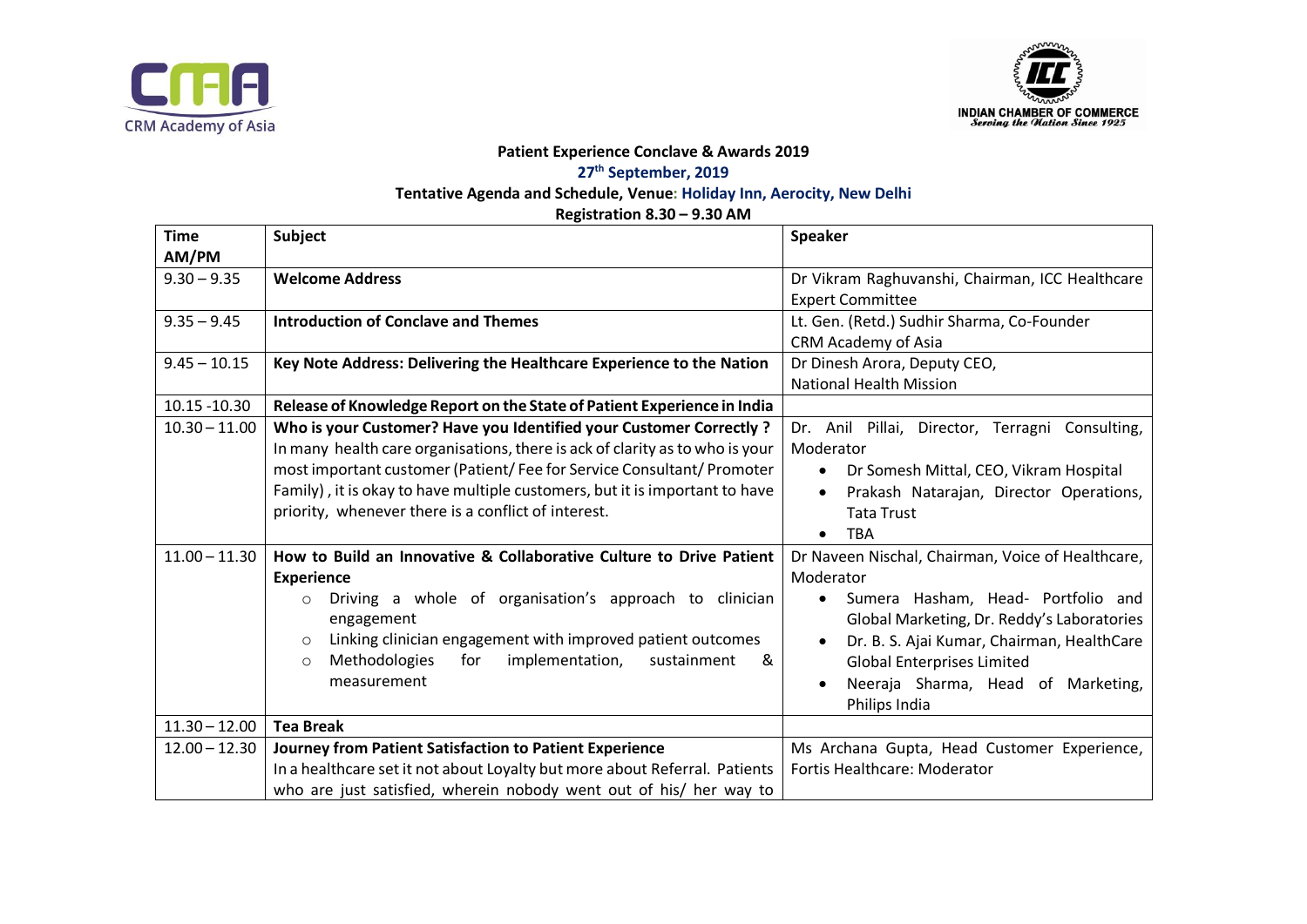CRM Academy of Asia

INDIAN CHAMBER OF COMMERCE
*Serving the Nation Since 1925*

**Patient Experience Conclave & Awards 2019**

**27th September, 2019**

**Tentative Agenda and Schedule, Venue: Holiday Inn, Aerocity, New Delhi**

**Registration 8.30 – 9.30 AM**

| Time AM/PM | Subject | Speaker |
|---|---|---|
| 9.30 – 9.35 | **Welcome Address** | Dr Vikram Raghuvanshi, Chairman, ICC Healthcare Expert Committee |
| 9.35 – 9.45 | **Introduction of Conclave and Themes** | Lt. Gen. (Retd.) Sudhir Sharma, Co-Founder CRM Academy of Asia |
| 9.45 – 10.15 | **Key Note Address: Delivering the Healthcare Experience to the Nation** | Dr Dinesh Arora, Deputy CEO, National Health Mission |
| 10.15 -10.30 | **Release of Knowledge Report on the State of Patient Experience in India** | |
| 10.30 – 11.00 | **Who is your Customer? Have you Identified your Customer Correctly ?** In many health care organisations, there is ack of clarity as to who is your most important customer (Patient/ Fee for Service Consultant/ Promoter Family) , it is okay to have multiple customers, but it is important to have priority, whenever there is a conflict of interest. | Dr. Anil Pillai, Director, Terragni Consulting, Moderator<br>• Dr Somesh Mittal, CEO, Vikram Hospital<br>• Prakash Natarajan, Director Operations, Tata Trust<br>• TBA |
| 11.00 – 11.30 | **How to Build an Innovative & Collaborative Culture to Drive Patient Experience**<br>○ Driving a whole of organisation's approach to clinician engagement<br>○ Linking clinician engagement with improved patient outcomes<br>○ Methodologies for implementation, sustainment & measurement | Dr Naveen Nischal, Chairman, Voice of Healthcare, Moderator<br>• Sumera Hasham, Head- Portfolio and Global Marketing, Dr. Reddy's Laboratories<br>• Dr. B. S. Ajai Kumar, Chairman, HealthCare Global Enterprises Limited<br>• Neeraja Sharma, Head of Marketing, Philips India |
| 11.30 – 12.00 | **Tea Break** | |
| 12.00 – 12.30 | **Journey from Patient Satisfaction to Patient Experience** In a healthcare set it not about Loyalty but more about Referral. Patients who are just satisfied, wherein nobody went out of his/ her way to | Ms Archana Gupta, Head Customer Experience, Fortis Healthcare: Moderator |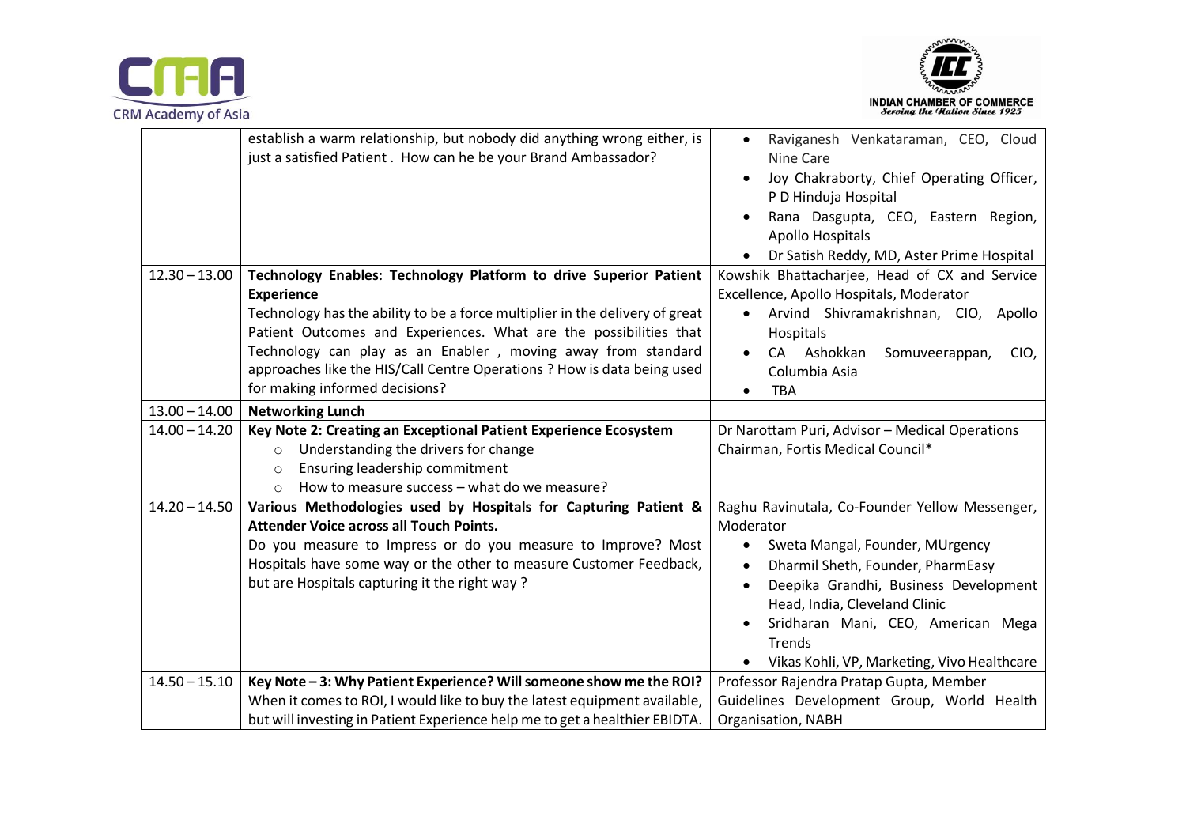| | | |
|---|---|---|
| | establish a warm relationship, but nobody did anything wrong either, is just a satisfied Patient . How can he be your Brand Ambassador? | • Raviganesh Venkataraman, CEO, Cloud Nine Care<br>• Joy Chakraborty, Chief Operating Officer, P D Hinduja Hospital<br>• Rana Dasgupta, CEO, Eastern Region, Apollo Hospitals<br>• Dr Satish Reddy, MD, Aster Prime Hospital |
| 12.30 – 13.00 | **Technology Enables: Technology Platform to drive Superior Patient Experience**<br>Technology has the ability to be a force multiplier in the delivery of great Patient Outcomes and Experiences. What are the possibilities that Technology can play as an Enabler , moving away from standard approaches like the HIS/Call Centre Operations ? How is data being used for making informed decisions? | Kowshik Bhattacharjee, Head of CX and Service Excellence, Apollo Hospitals, Moderator<br>• Arvind Shivramakrishnan, CIO, Apollo Hospitals<br>• CA Ashokkan Somuveerappan, CIO, Columbia Asia<br>• TBA |
| 13.00 – 14.00 | **Networking Lunch** | |
| 14.00 – 14.20 | **Key Note 2: Creating an Exceptional Patient Experience Ecosystem**<br>○ Understanding the drivers for change<br>○ Ensuring leadership commitment<br>○ How to measure success – what do we measure? | Dr Narottam Puri, Advisor – Medical Operations Chairman, Fortis Medical Council* |
| 14.20 – 14.50 | **Various Methodologies used by Hospitals for Capturing Patient & Attender Voice across all Touch Points.**<br>Do you measure to Impress or do you measure to Improve? Most Hospitals have some way or the other to measure Customer Feedback, but are Hospitals capturing it the right way ? | Raghu Ravinutala, Co-Founder Yellow Messenger, Moderator<br>• Sweta Mangal, Founder, MUrgency<br>• Dharmil Sheth, Founder, PharmEasy<br>• Deepika Grandhi, Business Development Head, India, Cleveland Clinic<br>• Sridharan Mani, CEO, American Mega Trends<br>• Vikas Kohli, VP, Marketing, Vivo Healthcare |
| 14.50 – 15.10 | **Key Note – 3: Why Patient Experience? Will someone show me the ROI?**<br>When it comes to ROI, I would like to buy the latest equipment available, but will investing in Patient Experience help me to get a healthier EBIDTA. | Professor Rajendra Pratap Gupta, Member Guidelines Development Group, World Health Organisation, NABH |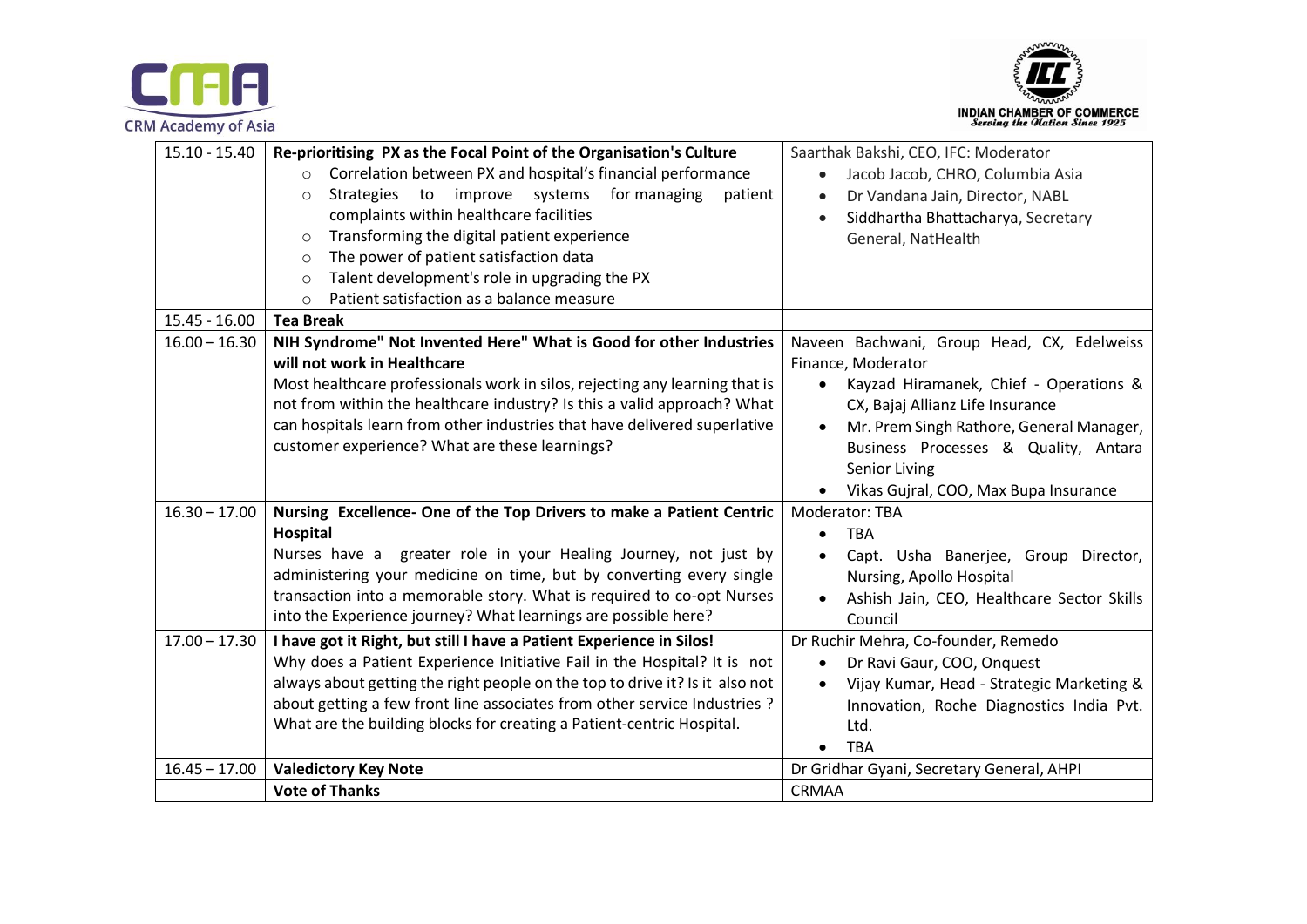| | | |
|---|---|---|
| 15.10 - 15.40 | **Re-prioritising PX as the Focal Point of the Organisation's Culture**<br>○ Correlation between PX and hospital's financial performance<br>○ Strategies to improve systems for managing patient complaints within healthcare facilities<br>○ Transforming the digital patient experience<br>○ The power of patient satisfaction data<br>○ Talent development's role in upgrading the PX<br>○ Patient satisfaction as a balance measure | Saarthak Bakshi, CEO, IFC: Moderator<br>• Jacob Jacob, CHRO, Columbia Asia<br>• Dr Vandana Jain, Director, NABL<br>• Siddhartha Bhattacharya, Secretary General, NatHealth |
| 15.45 - 16.00 | **Tea Break** | |
| 16.00 – 16.30 | **NIH Syndrome" Not Invented Here" What is Good for other Industries will not work in Healthcare**<br>Most healthcare professionals work in silos, rejecting any learning that is not from within the healthcare industry? Is this a valid approach? What can hospitals learn from other industries that have delivered superlative customer experience? What are these learnings? | Naveen Bachwani, Group Head, CX, Edelweiss Finance, Moderator<br>• Kayzad Hiramanek, Chief - Operations & CX, Bajaj Allianz Life Insurance<br>• Mr. Prem Singh Rathore, General Manager, Business Processes & Quality, Antara Senior Living<br>• Vikas Gujral, COO, Max Bupa Insurance |
| 16.30 – 17.00 | **Nursing Excellence- One of the Top Drivers to make a Patient Centric Hospital**<br>Nurses have a greater role in your Healing Journey, not just by administering your medicine on time, but by converting every single transaction into a memorable story. What is required to co-opt Nurses into the Experience journey? What learnings are possible here? | Moderator: TBA<br>• TBA<br>• Capt. Usha Banerjee, Group Director, Nursing, Apollo Hospital<br>• Ashish Jain, CEO, Healthcare Sector Skills Council |
| 17.00 – 17.30 | **I have got it Right, but still I have a Patient Experience in Silos!**<br>Why does a Patient Experience Initiative Fail in the Hospital? It is not always about getting the right people on the top to drive it? Is it also not about getting a few front line associates from other service Industries ? What are the building blocks for creating a Patient-centric Hospital. | Dr Ruchir Mehra, Co-founder, Remedo<br>• Dr Ravi Gaur, COO, Onquest<br>• Vijay Kumar, Head - Strategic Marketing & Innovation, Roche Diagnostics India Pvt. Ltd.<br>• TBA |
| 16.45 – 17.00 | **Valedictory Key Note** | Dr Gridhar Gyani, Secretary General, AHPI |
| | **Vote of Thanks** | CRMAA |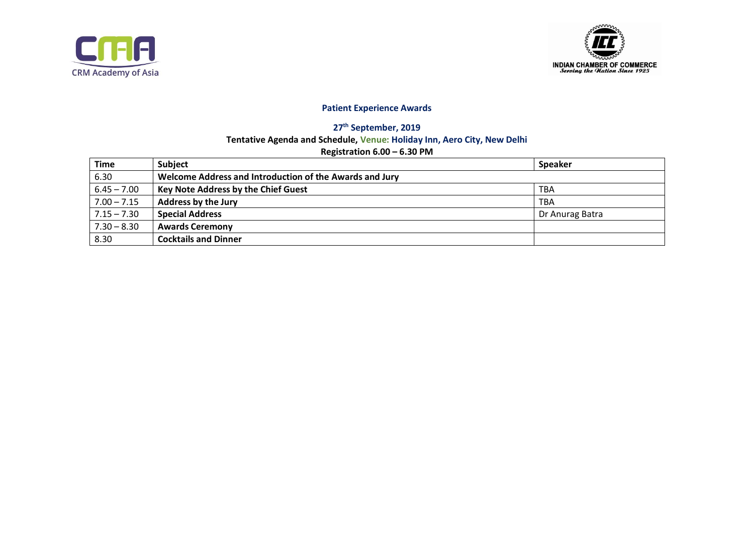CRM Academy of Asia

INDIAN CHAMBER OF COMMERCE
*Serving the Nation Since 1925*

## Patient Experience Awards

**27th September, 2019**

**Tentative Agenda and Schedule, Venue: Holiday Inn, Aero City, New Delhi**

**Registration 6.00 – 6.30 PM**

| Time | Subject | Speaker |
|---|---|---|
| 6.30 | **Welcome Address and Introduction of the Awards and Jury** | |
| 6.45 – 7.00 | **Key Note Address by the Chief Guest** | TBA |
| 7.00 – 7.15 | **Address by the Jury** | TBA |
| 7.15 – 7.30 | **Special Address** | Dr Anurag Batra |
| 7.30 – 8.30 | **Awards Ceremony** | |
| 8.30 | **Cocktails and Dinner** | |